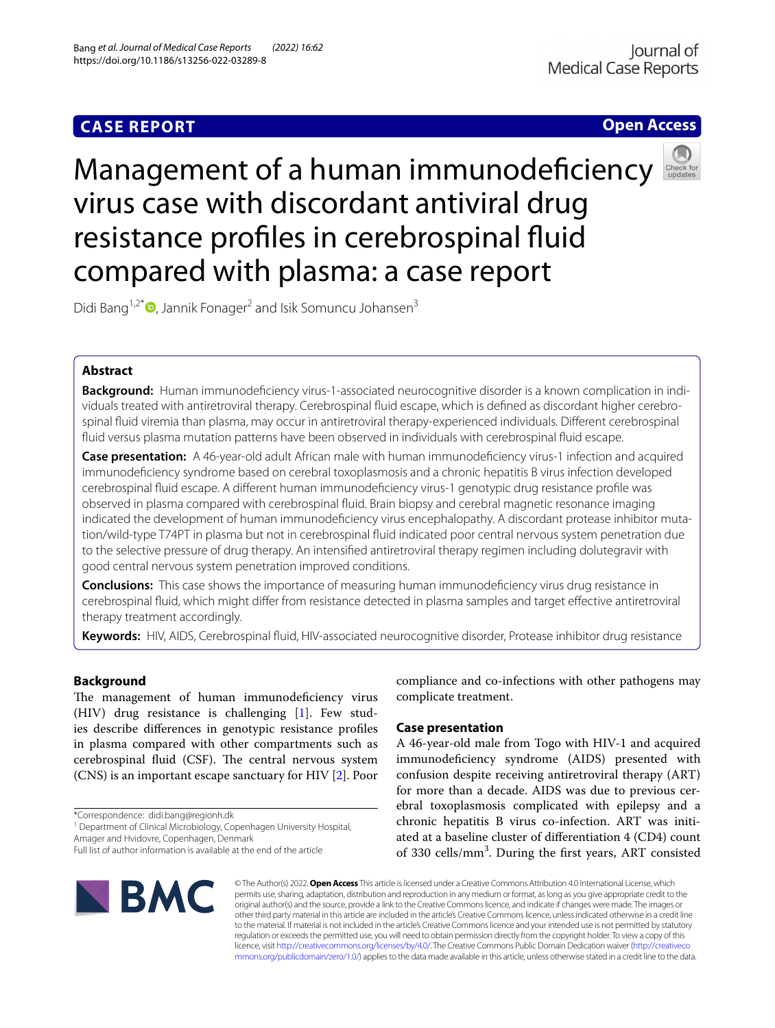CASE REPORT

Open Access

# Management of a human immunodeficiency virus case with discordant antiviral drug resistance profiles in cerebrospinal fluid compared with plasma: a case report

Didi Bang[1,2*], Jannik Fonager[2] and Isik Somuncu Johansen[3]

## Abstract

**Background:** Human immunodeficiency virus-1-associated neurocognitive disorder is a known complication in individuals treated with antiretroviral therapy. Cerebrospinal fluid escape, which is defined as discordant higher cerebrospinal fluid viremia than plasma, may occur in antiretroviral therapy-experienced individuals. Different cerebrospinal fluid versus plasma mutation patterns have been observed in individuals with cerebrospinal fluid escape.

**Case presentation:** A 46-year-old adult African male with human immunodeficiency virus-1 infection and acquired immunodeficiency syndrome based on cerebral toxoplasmosis and a chronic hepatitis B virus infection developed cerebrospinal fluid escape. A different human immunodeficiency virus-1 genotypic drug resistance profile was observed in plasma compared with cerebrospinal fluid. Brain biopsy and cerebral magnetic resonance imaging indicated the development of human immunodeficiency virus encephalopathy. A discordant protease inhibitor mutation/wild-type T74PT in plasma but not in cerebrospinal fluid indicated poor central nervous system penetration due to the selective pressure of drug therapy. An intensified antiretroviral therapy regimen including dolutegravir with good central nervous system penetration improved conditions.

**Conclusions:** This case shows the importance of measuring human immunodeficiency virus drug resistance in cerebrospinal fluid, which might differ from resistance detected in plasma samples and target effective antiretroviral therapy treatment accordingly.

**Keywords:** HIV, AIDS, Cerebrospinal fluid, HIV-associated neurocognitive disorder, Protease inhibitor drug resistance

## Background

The management of human immunodeficiency virus (HIV) drug resistance is challenging [1]. Few studies describe differences in genotypic resistance profiles in plasma compared with other compartments such as cerebrospinal fluid (CSF). The central nervous system (CNS) is an important escape sanctuary for HIV [2]. Poor compliance and co-infections with other pathogens may complicate treatment.

## Case presentation

A 46-year-old male from Togo with HIV-1 and acquired immunodeficiency syndrome (AIDS) presented with confusion despite receiving antiretroviral therapy (ART) for more than a decade. AIDS was due to previous cerebral toxoplasmosis complicated with epilepsy and a chronic hepatitis B virus co-infection. ART was initiated at a baseline cluster of differentiation 4 (CD4) count of 330 cells/mm$^3$. During the first years, ART consisted

*Correspondence: didi.bang@regionh.dk

[1] Department of Clinical Microbiology, Copenhagen University Hospital, Amager and Hvidovre, Copenhagen, Denmark

Full list of author information is available at the end of the article

© The Author(s) 2022. **Open Access** This article is licensed under a Creative Commons Attribution 4.0 International License, which permits use, sharing, adaptation, distribution and reproduction in any medium or format, as long as you give appropriate credit to the original author(s) and the source, provide a link to the Creative Commons licence, and indicate if changes were made. The images or other third party material in this article are included in the article's Creative Commons licence, unless indicated otherwise in a credit line to the material. If material is not included in the article's Creative Commons licence and your intended use is not permitted by statutory regulation or exceeds the permitted use, you will need to obtain permission directly from the copyright holder. To view a copy of this licence, visit http://creativecommons.org/licenses/by/4.0/. The Creative Commons Public Domain Dedication waiver (http://creativecommons.org/publicdomain/zero/1.0/) applies to the data made available in this article, unless otherwise stated in a credit line to the data.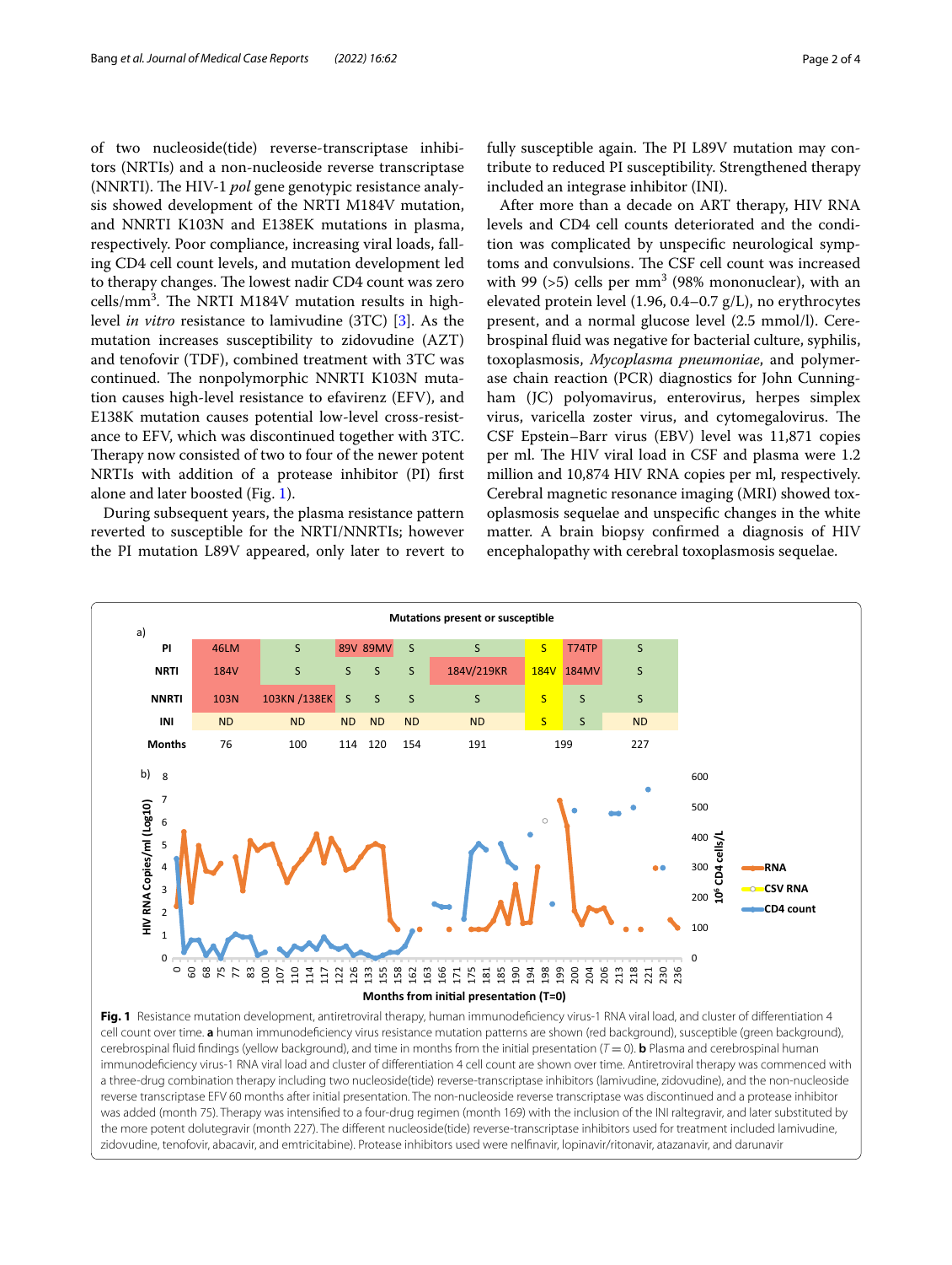of two nucleoside(tide) reverse-transcriptase inhibitors (NRTIs) and a non-nucleoside reverse transcriptase (NNRTI). The HIV-1 *pol* gene genotypic resistance analysis showed development of the NRTI M184V mutation, and NNRTI K103N and E138EK mutations in plasma, respectively. Poor compliance, increasing viral loads, falling CD4 cell count levels, and mutation development led to therapy changes. The lowest nadir CD4 count was zero cells/mm$^3$. The NRTI M184V mutation results in high-level *in vitro* resistance to lamivudine (3TC) [3]. As the mutation increases susceptibility to zidovudine (AZT) and tenofovir (TDF), combined treatment with 3TC was continued. The nonpolymorphic NNRTI K103N mutation causes high-level resistance to efavirenz (EFV), and E138K mutation causes potential low-level cross-resistance to EFV, which was discontinued together with 3TC. Therapy now consisted of two to four of the newer potent NRTIs with addition of a protease inhibitor (PI) first alone and later boosted (Fig. 1).

During subsequent years, the plasma resistance pattern reverted to susceptible for the NRTI/NNRTIs; however the PI mutation L89V appeared, only later to revert to fully susceptible again. The PI L89V mutation may contribute to reduced PI susceptibility. Strengthened therapy included an integrase inhibitor (INI).

After more than a decade on ART therapy, HIV RNA levels and CD4 cell counts deteriorated and the condition was complicated by unspecific neurological symptoms and convulsions. The CSF cell count was increased with 99 (>5) cells per mm$^3$ (98% mononuclear), with an elevated protein level (1.96, 0.4–0.7 g/L), no erythrocytes present, and a normal glucose level (2.5 mmol/l). Cerebrospinal fluid was negative for bacterial culture, syphilis, toxoplasmosis, *Mycoplasma pneumoniae*, and polymerase chain reaction (PCR) diagnostics for John Cunningham (JC) polyomavirus, enterovirus, herpes simplex virus, varicella zoster virus, and cytomegalovirus. The CSF Epstein–Barr virus (EBV) level was 11,871 copies per ml. The HIV viral load in CSF and plasma were 1.2 million and 10,874 HIV RNA copies per ml, respectively. Cerebral magnetic resonance imaging (MRI) showed toxoplasmosis sequelae and unspecific changes in the white matter. A brain biopsy confirmed a diagnosis of HIV encephalopathy with cerebral toxoplasmosis sequelae.

a) Mutations present or susceptible

| | | | | | | | | | |
|---|---|---|---|---|---|---|---|---|---|
| PI | 46LM | S | 89V | 89MV | S | S | S | T74TP | S |
| NRTI | 184V | S | S | S | S | 184V/219KR | 184V | 184MV | S |
| NNRTI | 103N | 103KN /138EK | S | S | S | S | S | S | S |
| INI | ND | ND | ND | ND | ND | ND | S | S | ND |
| Months | 76 | 100 | 114 | 120 | 154 | 191 | 199 | | 227 |

**Fig. 1** Resistance mutation development, antiretroviral therapy, human immunodeficiency virus-1 RNA viral load, and cluster of differentiation 4 cell count over time. **a** human immunodeficiency virus resistance mutation patterns are shown (red background), susceptible (green background), cerebrospinal fluid findings (yellow background), and time in months from the initial presentation ($T = 0$). **b** Plasma and cerebrospinal human immunodeficiency virus-1 RNA viral load and cluster of differentiation 4 cell count are shown over time. Antiretroviral therapy was commenced with a three-drug combination therapy including two nucleoside(tide) reverse-transcriptase inhibitors (lamivudine, zidovudine), and the non-nucleoside reverse transcriptase EFV 60 months after initial presentation. The non-nucleoside reverse transcriptase was discontinued and a protease inhibitor was added (month 75). Therapy was intensified to a four-drug regimen (month 169) with the inclusion of the INI raltegravir, and later substituted by the more potent dolutegravir (month 227). The different nucleoside(tide) reverse-transcriptase inhibitors used for treatment included lamivudine, zidovudine, tenofovir, abacavir, and emtricitabine). Protease inhibitors used were nelfinavir, lopinavir/ritonavir, atazanavir, and darunavir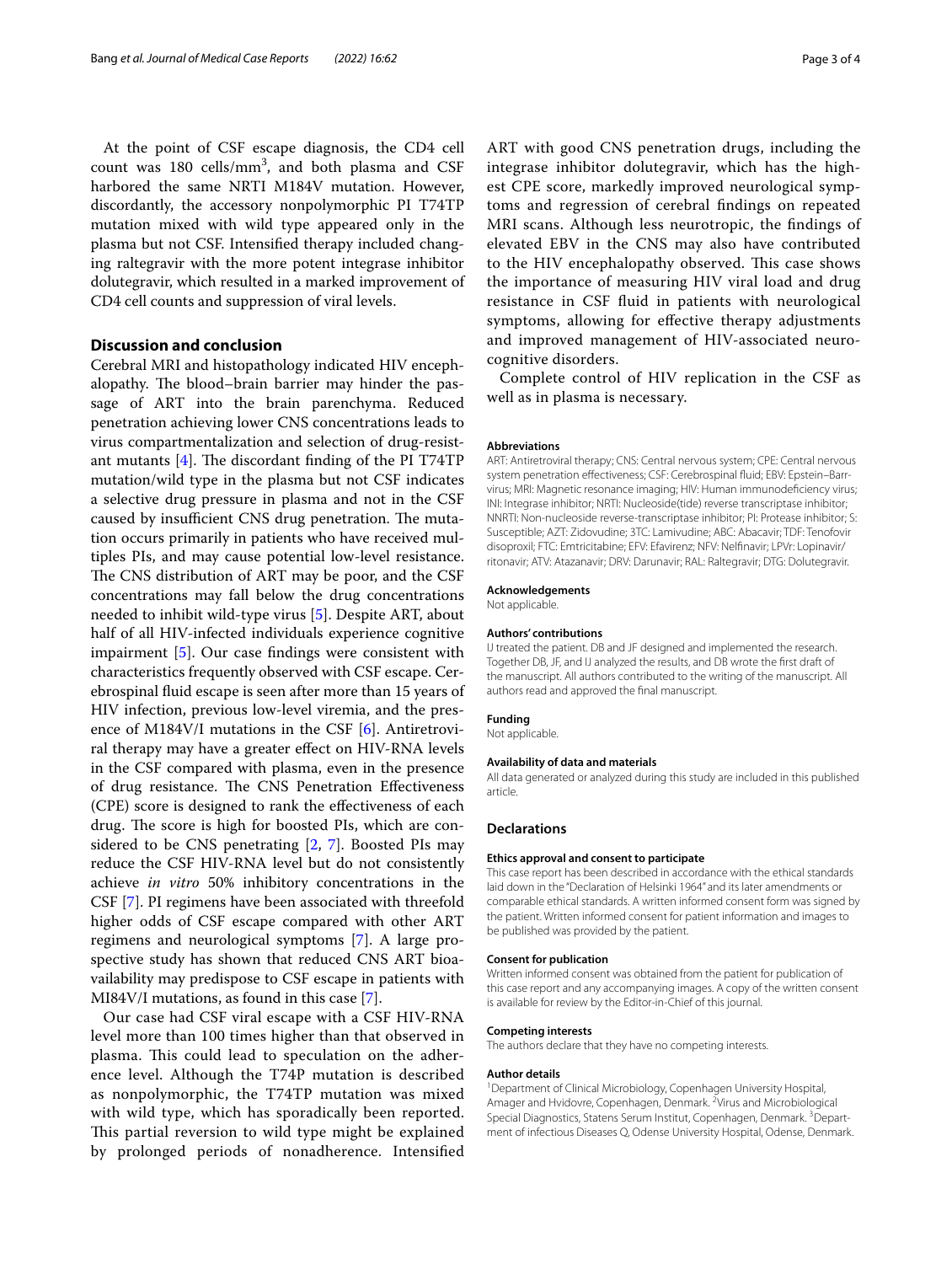At the point of CSF escape diagnosis, the CD4 cell count was 180 cells/mm$^3$, and both plasma and CSF harbored the same NRTI M184V mutation. However, discordantly, the accessory nonpolymorphic PI T74TP mutation mixed with wild type appeared only in the plasma but not CSF. Intensified therapy included changing raltegravir with the more potent integrase inhibitor dolutegravir, which resulted in a marked improvement of CD4 cell counts and suppression of viral levels.

## Discussion and conclusion

Cerebral MRI and histopathology indicated HIV encephalopathy. The blood–brain barrier may hinder the passage of ART into the brain parenchyma. Reduced penetration achieving lower CNS concentrations leads to virus compartmentalization and selection of drug-resistant mutants [4]. The discordant finding of the PI T74TP mutation/wild type in the plasma but not CSF indicates a selective drug pressure in plasma and not in the CSF caused by insufficient CNS drug penetration. The mutation occurs primarily in patients who have received multiples PIs, and may cause potential low-level resistance. The CNS distribution of ART may be poor, and the CSF concentrations may fall below the drug concentrations needed to inhibit wild-type virus [5]. Despite ART, about half of all HIV-infected individuals experience cognitive impairment [5]. Our case findings were consistent with characteristics frequently observed with CSF escape. Cerebrospinal fluid escape is seen after more than 15 years of HIV infection, previous low-level viremia, and the presence of M184V/I mutations in the CSF [6]. Antiretroviral therapy may have a greater effect on HIV-RNA levels in the CSF compared with plasma, even in the presence of drug resistance. The CNS Penetration Effectiveness (CPE) score is designed to rank the effectiveness of each drug. The score is high for boosted PIs, which are considered to be CNS penetrating [2, 7]. Boosted PIs may reduce the CSF HIV-RNA level but do not consistently achieve *in vitro* 50% inhibitory concentrations in the CSF [7]. PI regimens have been associated with threefold higher odds of CSF escape compared with other ART regimens and neurological symptoms [7]. A large prospective study has shown that reduced CNS ART bioavailability may predispose to CSF escape in patients with MI84V/I mutations, as found in this case [7].

Our case had CSF viral escape with a CSF HIV-RNA level more than 100 times higher than that observed in plasma. This could lead to speculation on the adherence level. Although the T74P mutation is described as nonpolymorphic, the T74TP mutation was mixed with wild type, which has sporadically been reported. This partial reversion to wild type might be explained by prolonged periods of nonadherence. Intensified ART with good CNS penetration drugs, including the integrase inhibitor dolutegravir, which has the highest CPE score, markedly improved neurological symptoms and regression of cerebral findings on repeated MRI scans. Although less neurotropic, the findings of elevated EBV in the CNS may also have contributed to the HIV encephalopathy observed. This case shows the importance of measuring HIV viral load and drug resistance in CSF fluid in patients with neurological symptoms, allowing for effective therapy adjustments and improved management of HIV-associated neurocognitive disorders.

Complete control of HIV replication in the CSF as well as in plasma is necessary.

#### Abbreviations

ART: Antiretroviral therapy; CNS: Central nervous system; CPE: Central nervous system penetration effectiveness; CSF: Cerebrospinal fluid; EBV: Epstein–Barr-virus; MRI: Magnetic resonance imaging; HIV: Human immunodeficiency virus; INI: Integrase inhibitor; NRTI: Nucleoside(tide) reverse transcriptase inhibitor; NNRTI: Non-nucleoside reverse-transcriptase inhibitor; PI: Protease inhibitor; S: Susceptible; AZT: Zidovudine; 3TC: Lamivudine; ABC: Abacavir; TDF: Tenofovir disoproxil; FTC: Emtricitabine; EFV: Efavirenz; NFV: Nelfinavir; LPVr: Lopinavir/ritonavir; ATV: Atazanavir; DRV: Darunavir; RAL: Raltegravir; DTG: Dolutegravir.

#### Acknowledgements

Not applicable.

#### Authors' contributions

IJ treated the patient. DB and JF designed and implemented the research. Together DB, JF, and IJ analyzed the results, and DB wrote the first draft of the manuscript. All authors contributed to the writing of the manuscript. All authors read and approved the final manuscript.

#### Funding

Not applicable.

#### Availability of data and materials

All data generated or analyzed during this study are included in this published article.

### Declarations

#### Ethics approval and consent to participate

This case report has been described in accordance with the ethical standards laid down in the "Declaration of Helsinki 1964" and its later amendments or comparable ethical standards. A written informed consent form was signed by the patient. Written informed consent for patient information and images to be published was provided by the patient.

#### Consent for publication

Written informed consent was obtained from the patient for publication of this case report and any accompanying images. A copy of the written consent is available for review by the Editor-in-Chief of this journal.

#### Competing interests

The authors declare that they have no competing interests.

#### Author details

[1]Department of Clinical Microbiology, Copenhagen University Hospital, Amager and Hvidovre, Copenhagen, Denmark. [2]Virus and Microbiological Special Diagnostics, Statens Serum Institut, Copenhagen, Denmark. [3]Department of infectious Diseases Q, Odense University Hospital, Odense, Denmark.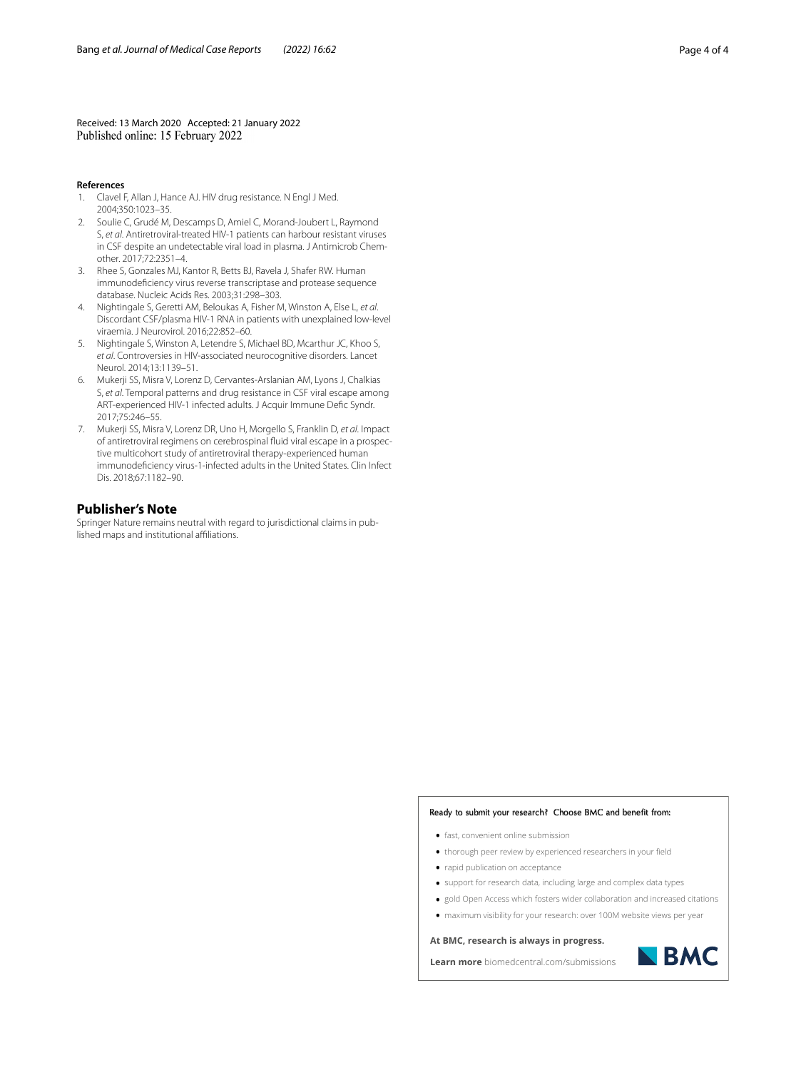Received: 13 March 2020 Accepted: 21 January 2022
Published online: 15 February 2022

**References**

1. Clavel F, Allan J, Hance AJ. HIV drug resistance. N Engl J Med. 2004;350:1023–35.
2. Soulie C, Grudé M, Descamps D, Amiel C, Morand-Joubert L, Raymond S, *et al*. Antiretroviral-treated HIV-1 patients can harbour resistant viruses in CSF despite an undetectable viral load in plasma. J Antimicrob Chemother. 2017;72:2351–4.
3. Rhee S, Gonzales MJ, Kantor R, Betts BJ, Ravela J, Shafer RW. Human immunodeficiency virus reverse transcriptase and protease sequence database. Nucleic Acids Res. 2003;31:298–303.
4. Nightingale S, Geretti AM, Beloukas A, Fisher M, Winston A, Else L, *et al*. Discordant CSF/plasma HIV-1 RNA in patients with unexplained low-level viraemia. J Neurovirol. 2016;22:852–60.
5. Nightingale S, Winston A, Letendre S, Michael BD, Mcarthur JC, Khoo S, *et al*. Controversies in HIV-associated neurocognitive disorders. Lancet Neurol. 2014;13:1139–51.
6. Mukerji SS, Misra V, Lorenz D, Cervantes-Arslanian AM, Lyons J, Chalkias S, *et al*. Temporal patterns and drug resistance in CSF viral escape among ART-experienced HIV-1 infected adults. J Acquir Immune Defic Syndr. 2017;75:246–55.
7. Mukerji SS, Misra V, Lorenz DR, Uno H, Morgello S, Franklin D, *et al*. Impact of antiretroviral regimens on cerebrospinal fluid viral escape in a prospective multicohort study of antiretroviral therapy-experienced human immunodeficiency virus-1-infected adults in the United States. Clin Infect Dis. 2018;67:1182–90.

## Publisher's Note

Springer Nature remains neutral with regard to jurisdictional claims in published maps and institutional affiliations.

Ready to submit your research? Choose BMC and benefit from:

- fast, convenient online submission
- thorough peer review by experienced researchers in your field
- rapid publication on acceptance
- support for research data, including large and complex data types
- gold Open Access which fosters wider collaboration and increased citations
- maximum visibility for your research: over 100M website views per year

**At BMC, research is always in progress.**

**Learn more** biomedcentral.com/submissions

BMC